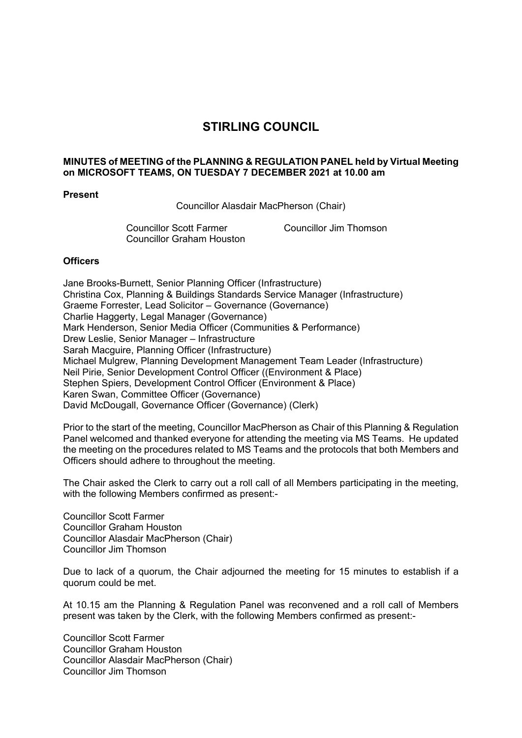# STIRLING COUNCIL

**MINUTES of MEETING of the PLANNING & REGULATION PANEL held by Virtual Meeting on MICROSOFT TEAMS, ON TUESDAY 7 DECEMBER 2021 at 10.00 am**

**Present**

Councillor Alasdair MacPherson (Chair)

Councillor Scott Farmer
Councillor Graham Houston
Councillor Jim Thomson

**Officers**

Jane Brooks-Burnett, Senior Planning Officer (Infrastructure)
Christina Cox, Planning & Buildings Standards Service Manager (Infrastructure)
Graeme Forrester, Lead Solicitor – Governance (Governance)
Charlie Haggerty, Legal Manager (Governance)
Mark Henderson, Senior Media Officer (Communities & Performance)
Drew Leslie, Senior Manager – Infrastructure
Sarah Macguire, Planning Officer (Infrastructure)
Michael Mulgrew, Planning Development Management Team Leader (Infrastructure)
Neil Pirie, Senior Development Control Officer ((Environment & Place)
Stephen Spiers, Development Control Officer (Environment & Place)
Karen Swan, Committee Officer (Governance)
David McDougall, Governance Officer (Governance) (Clerk)

Prior to the start of the meeting, Councillor MacPherson as Chair of this Planning & Regulation Panel welcomed and thanked everyone for attending the meeting via MS Teams. He updated the meeting on the procedures related to MS Teams and the protocols that both Members and Officers should adhere to throughout the meeting.

The Chair asked the Clerk to carry out a roll call of all Members participating in the meeting, with the following Members confirmed as present:-

Councillor Scott Farmer
Councillor Graham Houston
Councillor Alasdair MacPherson (Chair)
Councillor Jim Thomson

Due to lack of a quorum, the Chair adjourned the meeting for 15 minutes to establish if a quorum could be met.

At 10.15 am the Planning & Regulation Panel was reconvened and a roll call of Members present was taken by the Clerk, with the following Members confirmed as present:-

Councillor Scott Farmer
Councillor Graham Houston
Councillor Alasdair MacPherson (Chair)
Councillor Jim Thomson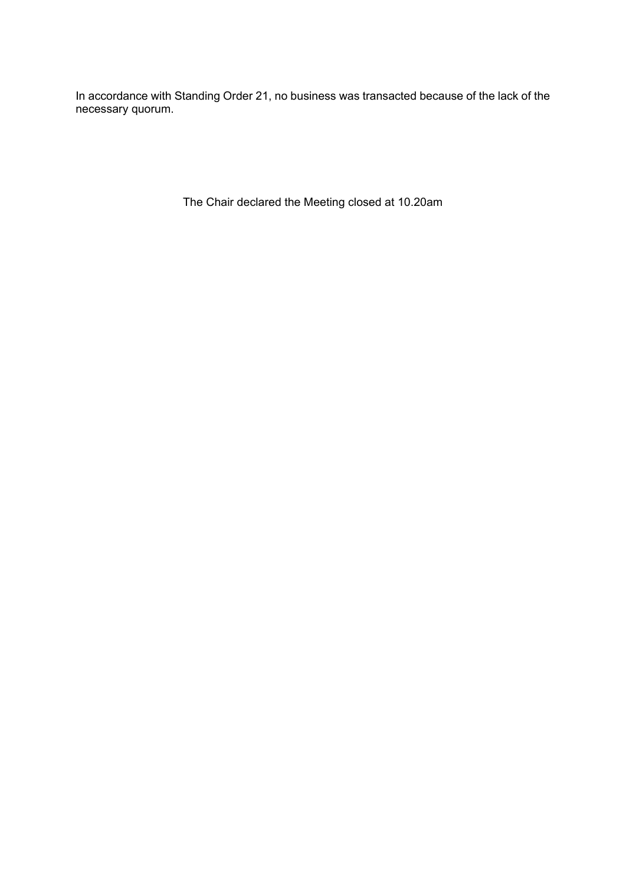In accordance with Standing Order 21, no business was transacted because of the lack of the necessary quorum.

The Chair declared the Meeting closed at 10.20am